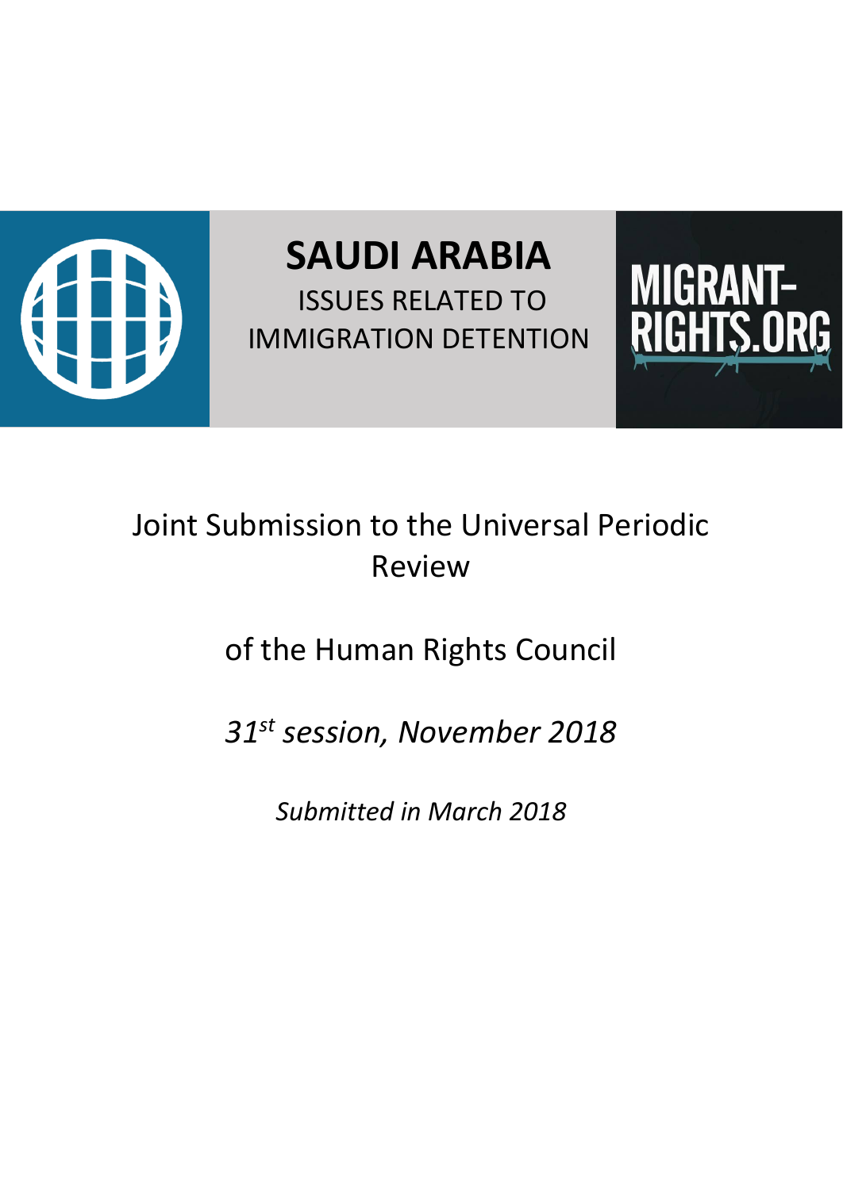# SAUDI ARABIA

ISSUES RELATED TO IMMIGRATION DETENTION

MIGRANT-RIGHTS.ORG

Joint Submission to the Universal Periodic Review

of the Human Rights Council

*31st session, November 2018*

*Submitted in March 2018*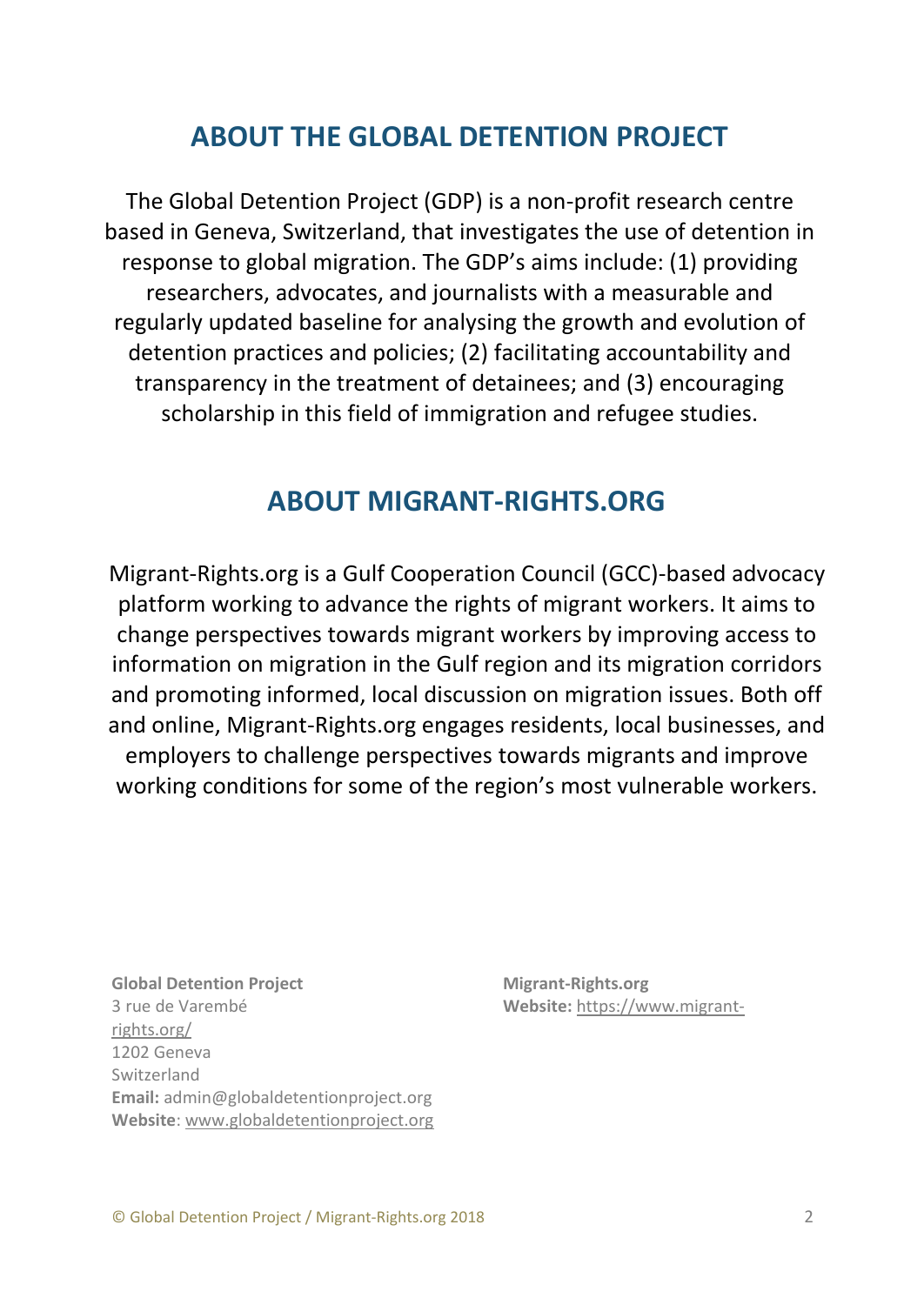## ABOUT THE GLOBAL DETENTION PROJECT

The Global Detention Project (GDP) is a non-profit research centre based in Geneva, Switzerland, that investigates the use of detention in response to global migration. The GDP's aims include: (1) providing researchers, advocates, and journalists with a measurable and regularly updated baseline for analysing the growth and evolution of detention practices and policies; (2) facilitating accountability and transparency in the treatment of detainees; and (3) encouraging scholarship in this field of immigration and refugee studies.

## ABOUT MIGRANT-RIGHTS.ORG

Migrant-Rights.org is a Gulf Cooperation Council (GCC)-based advocacy platform working to advance the rights of migrant workers. It aims to change perspectives towards migrant workers by improving access to information on migration in the Gulf region and its migration corridors and promoting informed, local discussion on migration issues. Both off and online, Migrant-Rights.org engages residents, local businesses, and employers to challenge perspectives towards migrants and improve working conditions for some of the region's most vulnerable workers.

**Global Detention Project**
3 rue de Varembé
1202 Geneva
Switzerland
**Email:** admin@globaldetentionproject.org
**Website**: www.globaldetentionproject.org

**Migrant-Rights.org**
**Website:** https://www.migrant-rights.org/

© Global Detention Project / Migrant-Rights.org 2018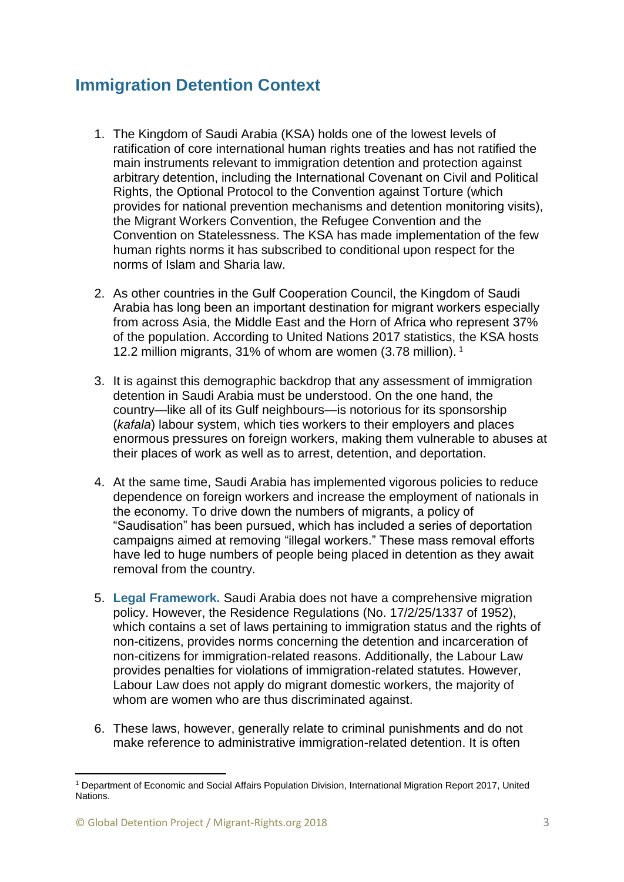## Immigration Detention Context

1. The Kingdom of Saudi Arabia (KSA) holds one of the lowest levels of ratification of core international human rights treaties and has not ratified the main instruments relevant to immigration detention and protection against arbitrary detention, including the International Covenant on Civil and Political Rights, the Optional Protocol to the Convention against Torture (which provides for national prevention mechanisms and detention monitoring visits), the Migrant Workers Convention, the Refugee Convention and the Convention on Statelessness. The KSA has made implementation of the few human rights norms it has subscribed to conditional upon respect for the norms of Islam and Sharia law.

2. As other countries in the Gulf Cooperation Council, the Kingdom of Saudi Arabia has long been an important destination for migrant workers especially from across Asia, the Middle East and the Horn of Africa who represent 37% of the population. According to United Nations 2017 statistics, the KSA hosts 12.2 million migrants, 31% of whom are women (3.78 million). [1]

3. It is against this demographic backdrop that any assessment of immigration detention in Saudi Arabia must be understood. On the one hand, the country—like all of its Gulf neighbours—is notorious for its sponsorship (*kafala*) labour system, which ties workers to their employers and places enormous pressures on foreign workers, making them vulnerable to abuses at their places of work as well as to arrest, detention, and deportation.

4. At the same time, Saudi Arabia has implemented vigorous policies to reduce dependence on foreign workers and increase the employment of nationals in the economy. To drive down the numbers of migrants, a policy of "Saudisation" has been pursued, which has included a series of deportation campaigns aimed at removing "illegal workers." These mass removal efforts have led to huge numbers of people being placed in detention as they await removal from the country.

5. **Legal Framework.** Saudi Arabia does not have a comprehensive migration policy. However, the Residence Regulations (No. 17/2/25/1337 of 1952), which contains a set of laws pertaining to immigration status and the rights of non-citizens, provides norms concerning the detention and incarceration of non-citizens for immigration-related reasons. Additionally, the Labour Law provides penalties for violations of immigration-related statutes. However, Labour Law does not apply do migrant domestic workers, the majority of whom are women who are thus discriminated against.

6. These laws, however, generally relate to criminal punishments and do not make reference to administrative immigration-related detention. It is often

[1] Department of Economic and Social Affairs Population Division, International Migration Report 2017, United Nations.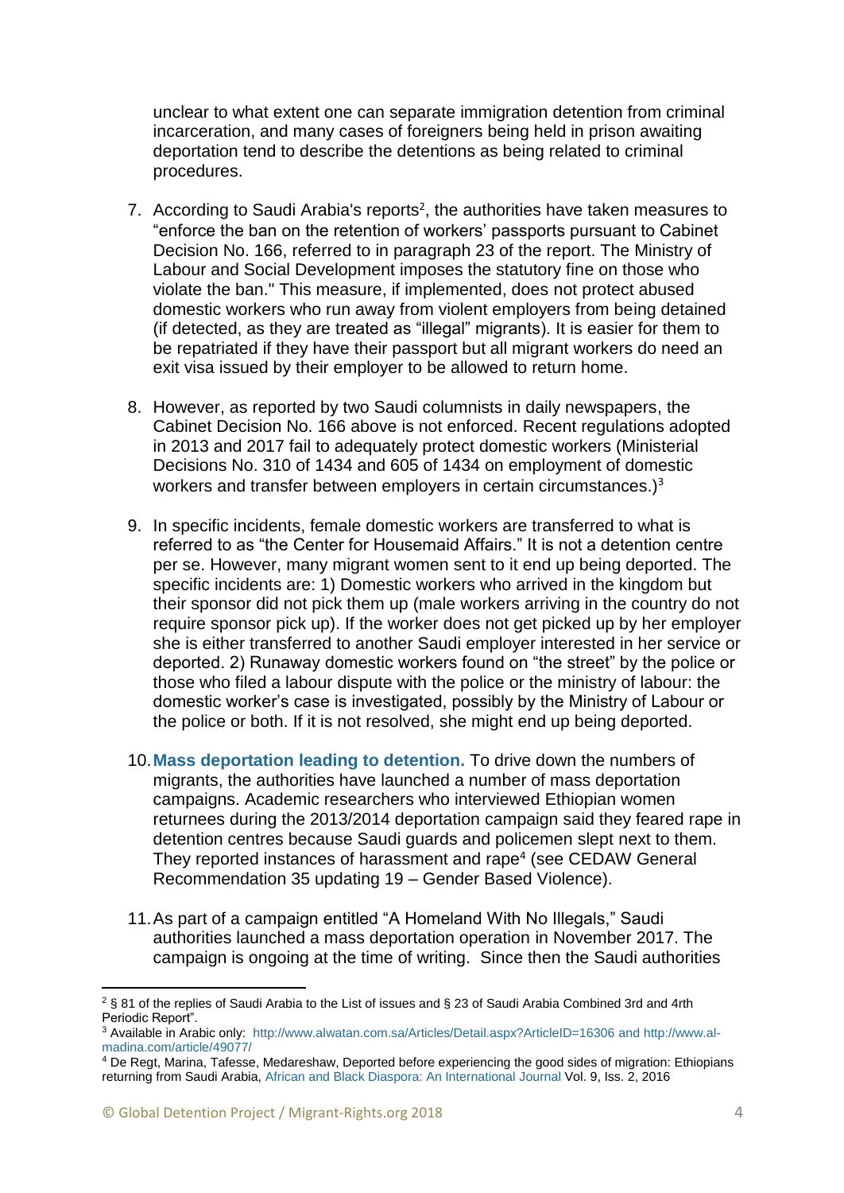unclear to what extent one can separate immigration detention from criminal incarceration, and many cases of foreigners being held in prison awaiting deportation tend to describe the detentions as being related to criminal procedures.

7. According to Saudi Arabia's reports[2], the authorities have taken measures to "enforce the ban on the retention of workers' passports pursuant to Cabinet Decision No. 166, referred to in paragraph 23 of the report. The Ministry of Labour and Social Development imposes the statutory fine on those who violate the ban." This measure, if implemented, does not protect abused domestic workers who run away from violent employers from being detained (if detected, as they are treated as "illegal" migrants). It is easier for them to be repatriated if they have their passport but all migrant workers do need an exit visa issued by their employer to be allowed to return home.

8. However, as reported by two Saudi columnists in daily newspapers, the Cabinet Decision No. 166 above is not enforced. Recent regulations adopted in 2013 and 2017 fail to adequately protect domestic workers (Ministerial Decisions No. 310 of 1434 and 605 of 1434 on employment of domestic workers and transfer between employers in certain circumstances.)[3]

9. In specific incidents, female domestic workers are transferred to what is referred to as "the Center for Housemaid Affairs." It is not a detention centre per se. However, many migrant women sent to it end up being deported. The specific incidents are: 1) Domestic workers who arrived in the kingdom but their sponsor did not pick them up (male workers arriving in the country do not require sponsor pick up). If the worker does not get picked up by her employer she is either transferred to another Saudi employer interested in her service or deported. 2) Runaway domestic workers found on "the street" by the police or those who filed a labour dispute with the police or the ministry of labour: the domestic worker's case is investigated, possibly by the Ministry of Labour or the police or both. If it is not resolved, she might end up being deported.

10. **Mass deportation leading to detention.** To drive down the numbers of migrants, the authorities have launched a number of mass deportation campaigns. Academic researchers who interviewed Ethiopian women returnees during the 2013/2014 deportation campaign said they feared rape in detention centres because Saudi guards and policemen slept next to them. They reported instances of harassment and rape[4] (see CEDAW General Recommendation 35 updating 19 – Gender Based Violence).

11. As part of a campaign entitled "A Homeland With No Illegals," Saudi authorities launched a mass deportation operation in November 2017. The campaign is ongoing at the time of writing. Since then the Saudi authorities

---

[2] § 81 of the replies of Saudi Arabia to the List of issues and § 23 of Saudi Arabia Combined 3rd and 4rth Periodic Report".

[3] Available in Arabic only: http://www.alwatan.com.sa/Articles/Detail.aspx?ArticleID=16306 and http://www.al-madina.com/article/49077/

[4] De Regt, Marina, Tafesse, Medareshaw, Deported before experiencing the good sides of migration: Ethiopians returning from Saudi Arabia, African and Black Diaspora: An International Journal Vol. 9, Iss. 2, 2016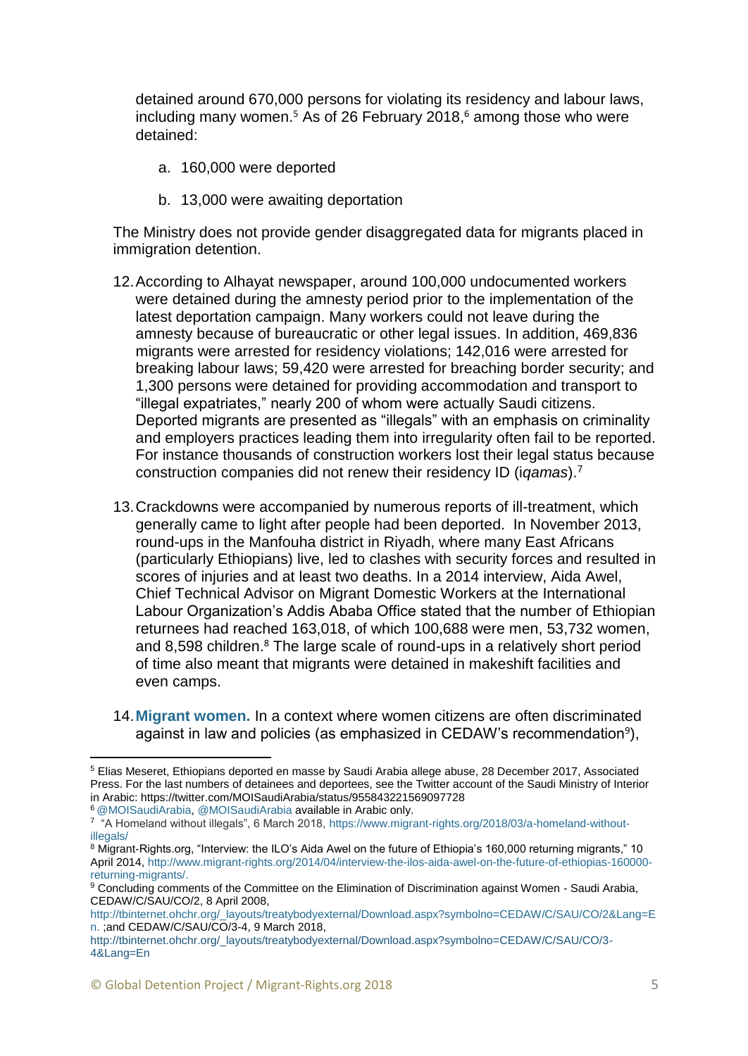detained around 670,000 persons for violating its residency and labour laws, including many women.[5] As of 26 February 2018,[6] among those who were detained:

a. 160,000 were deported

b. 13,000 were awaiting deportation

The Ministry does not provide gender disaggregated data for migrants placed in immigration detention.

12. According to Alhayat newspaper, around 100,000 undocumented workers were detained during the amnesty period prior to the implementation of the latest deportation campaign. Many workers could not leave during the amnesty because of bureaucratic or other legal issues. In addition, 469,836 migrants were arrested for residency violations; 142,016 were arrested for breaking labour laws; 59,420 were arrested for breaching border security; and 1,300 persons were detained for providing accommodation and transport to "illegal expatriates," nearly 200 of whom were actually Saudi citizens. Deported migrants are presented as "illegals" with an emphasis on criminality and employers practices leading them into irregularity often fail to be reported. For instance thousands of construction workers lost their legal status because construction companies did not renew their residency ID (*iqamas*).[7]

13. Crackdowns were accompanied by numerous reports of ill-treatment, which generally came to light after people had been deported. In November 2013, round-ups in the Manfouha district in Riyadh, where many East Africans (particularly Ethiopians) live, led to clashes with security forces and resulted in scores of injuries and at least two deaths. In a 2014 interview, Aida Awel, Chief Technical Advisor on Migrant Domestic Workers at the International Labour Organization's Addis Ababa Office stated that the number of Ethiopian returnees had reached 163,018, of which 100,688 were men, 53,732 women, and 8,598 children.[8] The large scale of round-ups in a relatively short period of time also meant that migrants were detained in makeshift facilities and even camps.

14. **Migrant women.** In a context where women citizens are often discriminated against in law and policies (as emphasized in CEDAW's recommendation[9]),

---

[5] Elias Meseret, Ethiopians deported en masse by Saudi Arabia allege abuse, 28 December 2017, Associated Press. For the last numbers of detainees and deportees, see the Twitter account of the Saudi Ministry of Interior in Arabic: https://twitter.com/MOISaudiArabia/status/955843221569097728

[6] @MOISaudiArabia, @MOISaudiArabia available in Arabic only.

[7] "A Homeland without illegals", 6 March 2018, https://www.migrant-rights.org/2018/03/a-homeland-without-illegals/

[8] Migrant-Rights.org, "Interview: the ILO's Aida Awel on the future of Ethiopia's 160,000 returning migrants," 10 April 2014, http://www.migrant-rights.org/2014/04/interview-the-ilos-aida-awel-on-the-future-of-ethiopias-160000-returning-migrants/.

[9] Concluding comments of the Committee on the Elimination of Discrimination against Women - Saudi Arabia, CEDAW/C/SAU/CO/2, 8 April 2008, http://tbinternet.ohchr.org/_layouts/treatybodyexternal/Download.aspx?symbolno=CEDAW/C/SAU/CO/2&Lang=En. ;and CEDAW/C/SAU/CO/3-4, 9 March 2018, http://tbinternet.ohchr.org/_layouts/treatybodyexternal/Download.aspx?symbolno=CEDAW/C/SAU/CO/3-4&Lang=En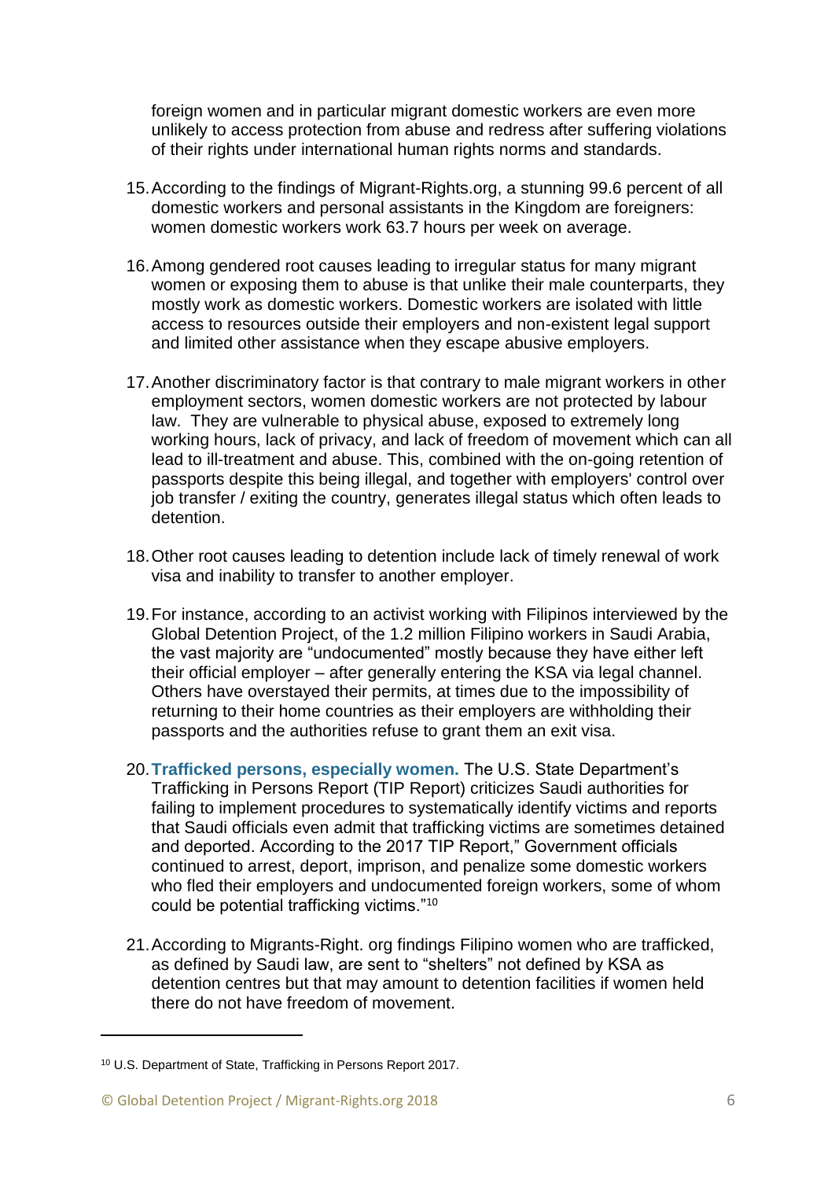foreign women and in particular migrant domestic workers are even more unlikely to access protection from abuse and redress after suffering violations of their rights under international human rights norms and standards.

15. According to the findings of Migrant-Rights.org, a stunning 99.6 percent of all domestic workers and personal assistants in the Kingdom are foreigners: women domestic workers work 63.7 hours per week on average.

16. Among gendered root causes leading to irregular status for many migrant women or exposing them to abuse is that unlike their male counterparts, they mostly work as domestic workers. Domestic workers are isolated with little access to resources outside their employers and non-existent legal support and limited other assistance when they escape abusive employers.

17. Another discriminatory factor is that contrary to male migrant workers in other employment sectors, women domestic workers are not protected by labour law. They are vulnerable to physical abuse, exposed to extremely long working hours, lack of privacy, and lack of freedom of movement which can all lead to ill-treatment and abuse. This, combined with the on-going retention of passports despite this being illegal, and together with employers' control over job transfer / exiting the country, generates illegal status which often leads to detention.

18. Other root causes leading to detention include lack of timely renewal of work visa and inability to transfer to another employer.

19. For instance, according to an activist working with Filipinos interviewed by the Global Detention Project, of the 1.2 million Filipino workers in Saudi Arabia, the vast majority are "undocumented" mostly because they have either left their official employer – after generally entering the KSA via legal channel. Others have overstayed their permits, at times due to the impossibility of returning to their home countries as their employers are withholding their passports and the authorities refuse to grant them an exit visa.

20. **Trafficked persons, especially women.** The U.S. State Department's Trafficking in Persons Report (TIP Report) criticizes Saudi authorities for failing to implement procedures to systematically identify victims and reports that Saudi officials even admit that trafficking victims are sometimes detained and deported. According to the 2017 TIP Report," Government officials continued to arrest, deport, imprison, and penalize some domestic workers who fled their employers and undocumented foreign workers, some of whom could be potential trafficking victims."[10]

21. According to Migrants-Right. org findings Filipino women who are trafficked, as defined by Saudi law, are sent to "shelters" not defined by KSA as detention centres but that may amount to detention facilities if women held there do not have freedom of movement.

---

[10] U.S. Department of State, Trafficking in Persons Report 2017.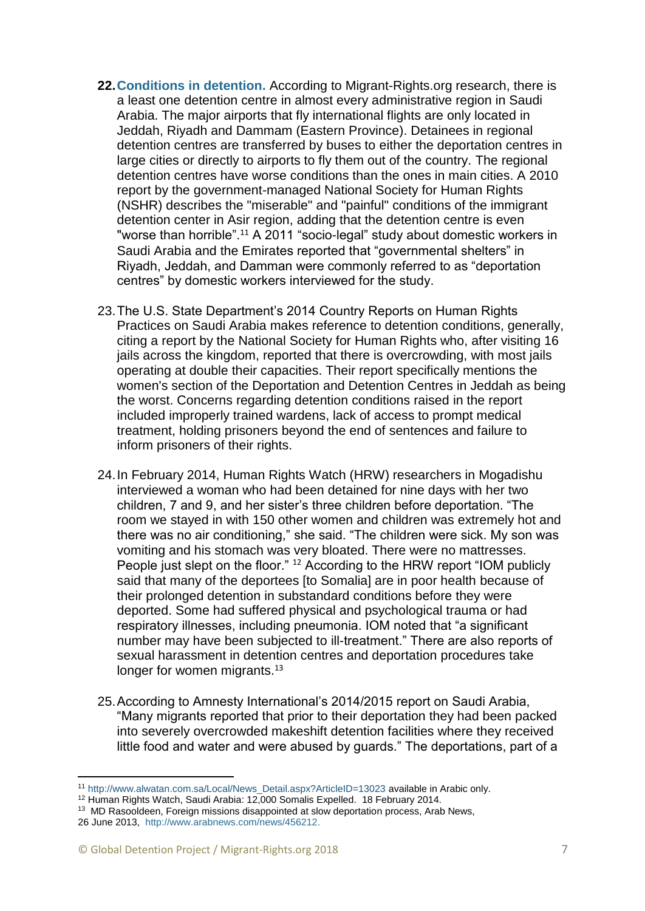22. **Conditions in detention.** According to Migrant-Rights.org research, there is a least one detention centre in almost every administrative region in Saudi Arabia. The major airports that fly international flights are only located in Jeddah, Riyadh and Dammam (Eastern Province). Detainees in regional detention centres are transferred by buses to either the deportation centres in large cities or directly to airports to fly them out of the country. The regional detention centres have worse conditions than the ones in main cities. A 2010 report by the government-managed National Society for Human Rights (NSHR) describes the "miserable" and "painful" conditions of the immigrant detention center in Asir region, adding that the detention centre is even "worse than horrible".[11] A 2011 "socio-legal" study about domestic workers in Saudi Arabia and the Emirates reported that "governmental shelters" in Riyadh, Jeddah, and Damman were commonly referred to as "deportation centres" by domestic workers interviewed for the study.

23. The U.S. State Department's 2014 Country Reports on Human Rights Practices on Saudi Arabia makes reference to detention conditions, generally, citing a report by the National Society for Human Rights who, after visiting 16 jails across the kingdom, reported that there is overcrowding, with most jails operating at double their capacities. Their report specifically mentions the women's section of the Deportation and Detention Centres in Jeddah as being the worst. Concerns regarding detention conditions raised in the report included improperly trained wardens, lack of access to prompt medical treatment, holding prisoners beyond the end of sentences and failure to inform prisoners of their rights.

24. In February 2014, Human Rights Watch (HRW) researchers in Mogadishu interviewed a woman who had been detained for nine days with her two children, 7 and 9, and her sister's three children before deportation. "The room we stayed in with 150 other women and children was extremely hot and there was no air conditioning," she said. "The children were sick. My son was vomiting and his stomach was very bloated. There were no mattresses. People just slept on the floor." [12] According to the HRW report "IOM publicly said that many of the deportees [to Somalia] are in poor health because of their prolonged detention in substandard conditions before they were deported. Some had suffered physical and psychological trauma or had respiratory illnesses, including pneumonia. IOM noted that "a significant number may have been subjected to ill-treatment." There are also reports of sexual harassment in detention centres and deportation procedures take longer for women migrants.[13]

25. According to Amnesty International's 2014/2015 report on Saudi Arabia, "Many migrants reported that prior to their deportation they had been packed into severely overcrowded makeshift detention facilities where they received little food and water and were abused by guards." The deportations, part of a

---

[11] http://www.alwatan.com.sa/Local/News_Detail.aspx?ArticleID=13023 available in Arabic only.

[12] Human Rights Watch, Saudi Arabia: 12,000 Somalis Expelled. 18 February 2014.

[13] MD Rasooldeen, Foreign missions disappointed at slow deportation process, Arab News, 26 June 2013, http://www.arabnews.com/news/456212.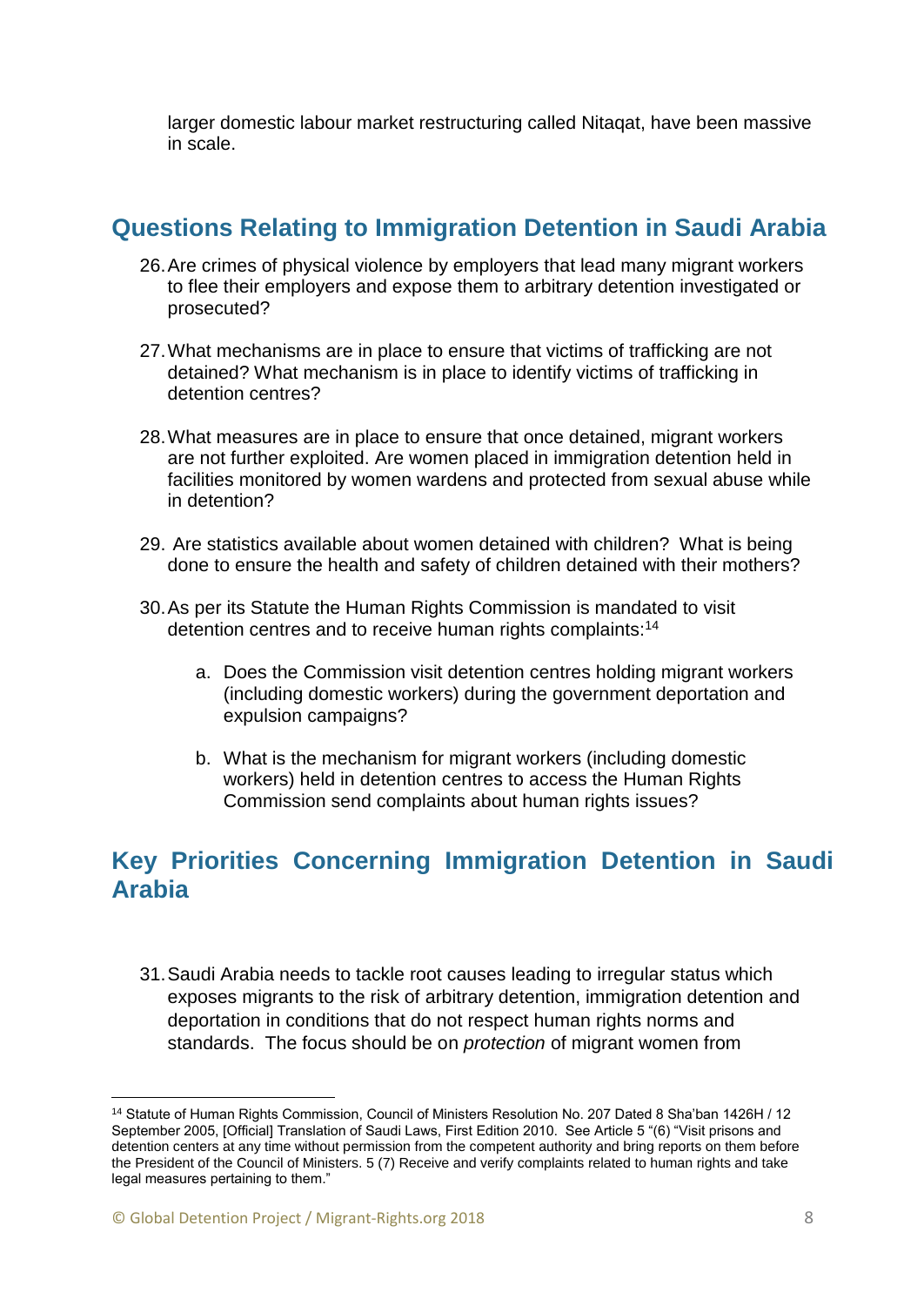larger domestic labour market restructuring called Nitaqat, have been massive in scale.

## Questions Relating to Immigration Detention in Saudi Arabia

26. Are crimes of physical violence by employers that lead many migrant workers to flee their employers and expose them to arbitrary detention investigated or prosecuted?

27. What mechanisms are in place to ensure that victims of trafficking are not detained? What mechanism is in place to identify victims of trafficking in detention centres?

28. What measures are in place to ensure that once detained, migrant workers are not further exploited. Are women placed in immigration detention held in facilities monitored by women wardens and protected from sexual abuse while in detention?

29. Are statistics available about women detained with children? What is being done to ensure the health and safety of children detained with their mothers?

30. As per its Statute the Human Rights Commission is mandated to visit detention centres and to receive human rights complaints:[14]

    a. Does the Commission visit detention centres holding migrant workers (including domestic workers) during the government deportation and expulsion campaigns?

    b. What is the mechanism for migrant workers (including domestic workers) held in detention centres to access the Human Rights Commission send complaints about human rights issues?

## Key Priorities Concerning Immigration Detention in Saudi Arabia

31. Saudi Arabia needs to tackle root causes leading to irregular status which exposes migrants to the risk of arbitrary detention, immigration detention and deportation in conditions that do not respect human rights norms and standards. The focus should be on *protection* of migrant women from

---

[14] Statute of Human Rights Commission, Council of Ministers Resolution No. 207 Dated 8 Sha'ban 1426H / 12 September 2005, [Official] Translation of Saudi Laws, First Edition 2010. See Article 5 "(6) "Visit prisons and detention centers at any time without permission from the competent authority and bring reports on them before the President of the Council of Ministers. 5 (7) Receive and verify complaints related to human rights and take legal measures pertaining to them."

© Global Detention Project / Migrant-Rights.org 2018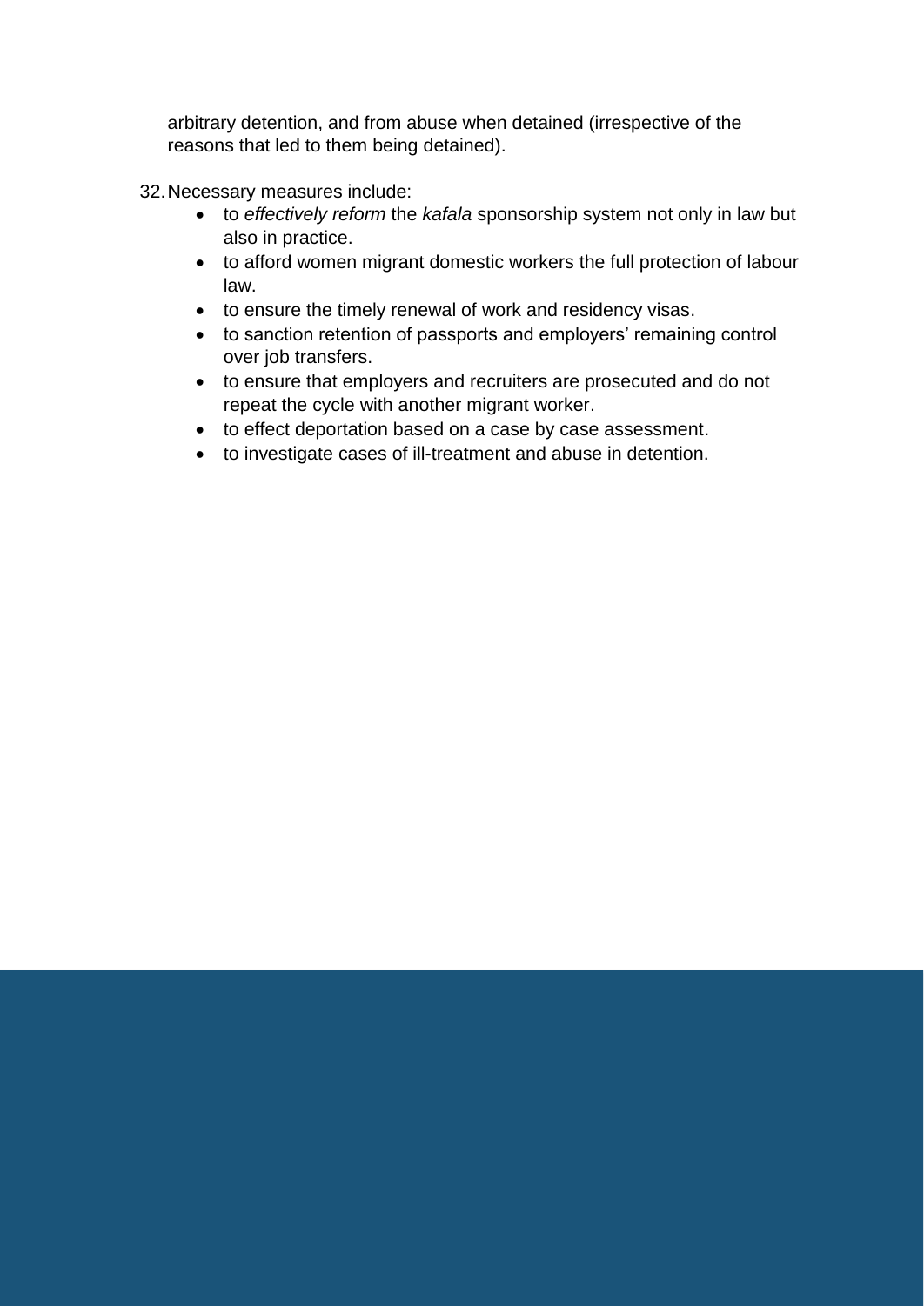arbitrary detention, and from abuse when detained (irrespective of the reasons that led to them being detained).

32. Necessary measures include:
    - to *effectively reform* the *kafala* sponsorship system not only in law but also in practice.
    - to afford women migrant domestic workers the full protection of labour law.
    - to ensure the timely renewal of work and residency visas.
    - to sanction retention of passports and employers' remaining control over job transfers.
    - to ensure that employers and recruiters are prosecuted and do not repeat the cycle with another migrant worker.
    - to effect deportation based on a case by case assessment.
    - to investigate cases of ill-treatment and abuse in detention.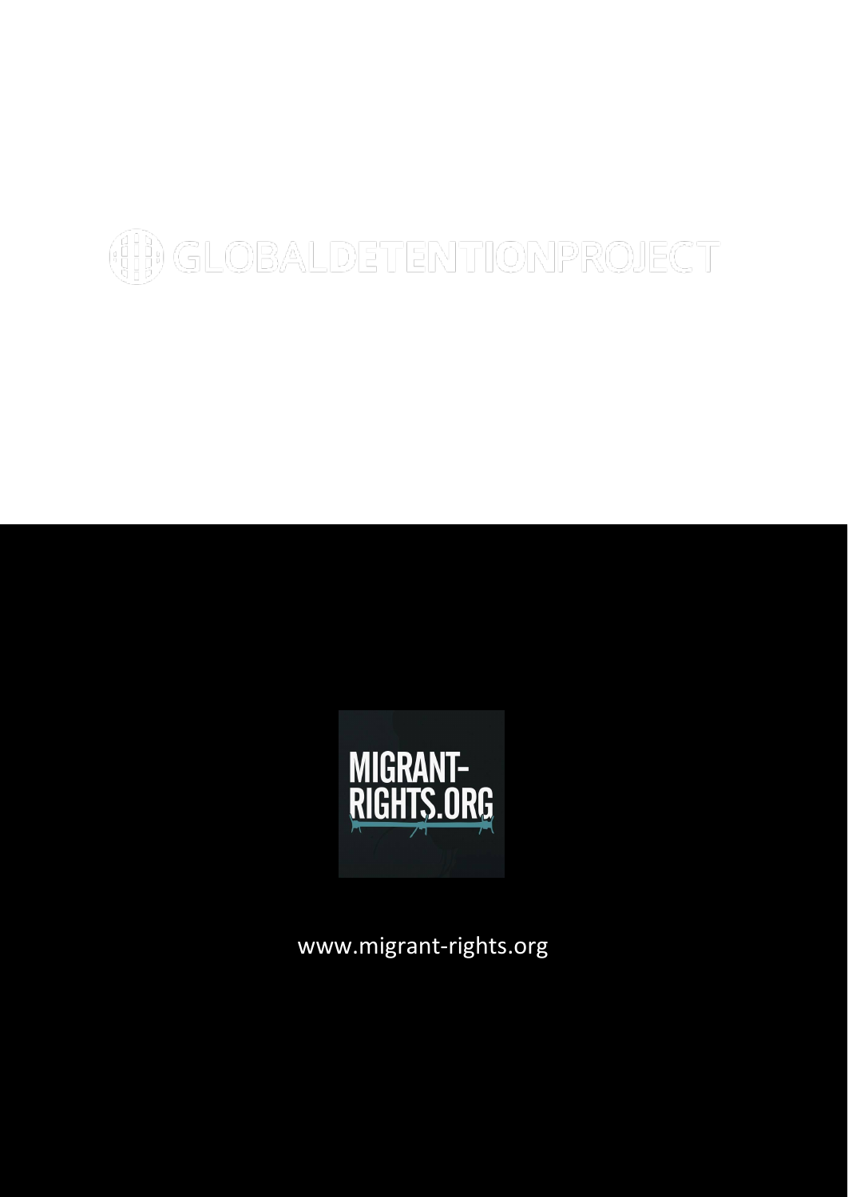GLOBALDETENTIONPROJECT

MIGRANT-RIGHTS.ORG

www.migrant-rights.org